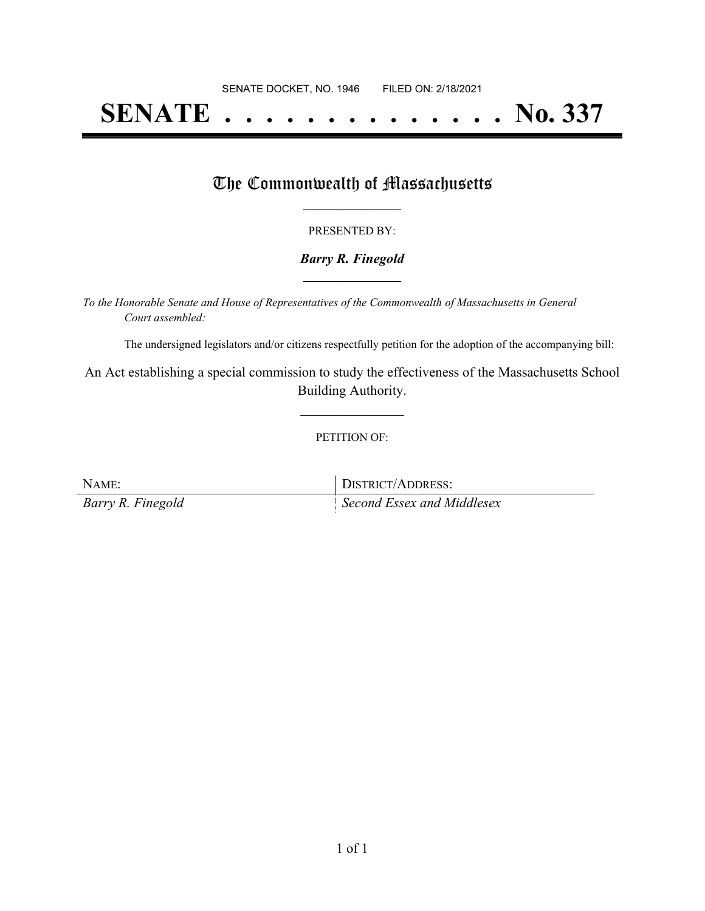SENATE DOCKET, NO. 1946 FILED ON: 2/18/2021

# SENATE . . . . . . . . . . . . . . No. 337

## The Commonwealth of Massachusetts

PRESENTED BY:

***Barry R. Finegold***

*To the Honorable Senate and House of Representatives of the Commonwealth of Massachusetts in General Court assembled:*

The undersigned legislators and/or citizens respectfully petition for the adoption of the accompanying bill:

An Act establishing a special commission to study the effectiveness of the Massachusetts School Building Authority.

PETITION OF:

| NAME: | DISTRICT/ADDRESS: |
|---|---|
| *Barry R. Finegold* | *Second Essex and Middlesex* |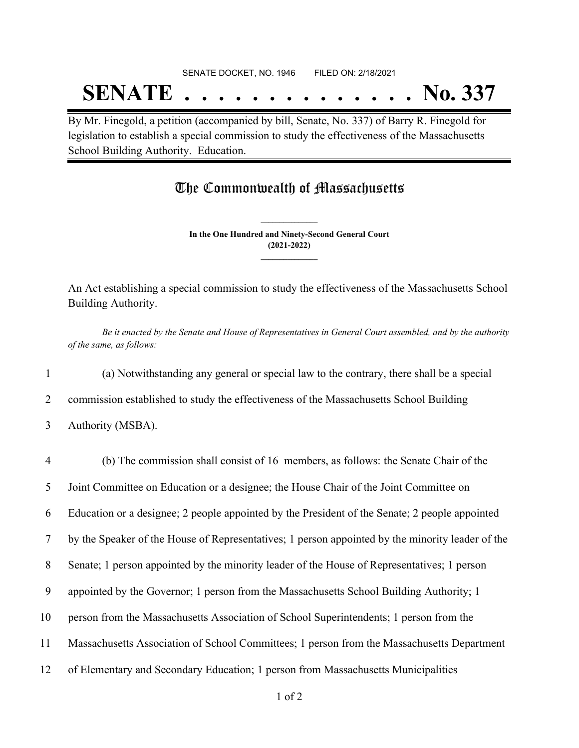SENATE DOCKET, NO. 1946 FILED ON: 2/18/2021

# SENATE . . . . . . . . . . . . . . No. 337

By Mr. Finegold, a petition (accompanied by bill, Senate, No. 337) of Barry R. Finegold for legislation to establish a special commission to study the effectiveness of the Massachusetts School Building Authority. Education.

## The Commonwealth of Massachusetts

**In the One Hundred and Ninety-Second General Court**
**(2021-2022)**

An Act establishing a special commission to study the effectiveness of the Massachusetts School Building Authority.

*Be it enacted by the Senate and House of Representatives in General Court assembled, and by the authority of the same, as follows:*

1 (a) Notwithstanding any general or special law to the contrary, there shall be a special
2 commission established to study the effectiveness of the Massachusetts School Building
3 Authority (MSBA).

4 (b) The commission shall consist of 16 members, as follows: the Senate Chair of the
5 Joint Committee on Education or a designee; the House Chair of the Joint Committee on
6 Education or a designee; 2 people appointed by the President of the Senate; 2 people appointed
7 by the Speaker of the House of Representatives; 1 person appointed by the minority leader of the
8 Senate; 1 person appointed by the minority leader of the House of Representatives; 1 person
9 appointed by the Governor; 1 person from the Massachusetts School Building Authority; 1
10 person from the Massachusetts Association of School Superintendents; 1 person from the
11 Massachusetts Association of School Committees; 1 person from the Massachusetts Department
12 of Elementary and Secondary Education; 1 person from Massachusetts Municipalities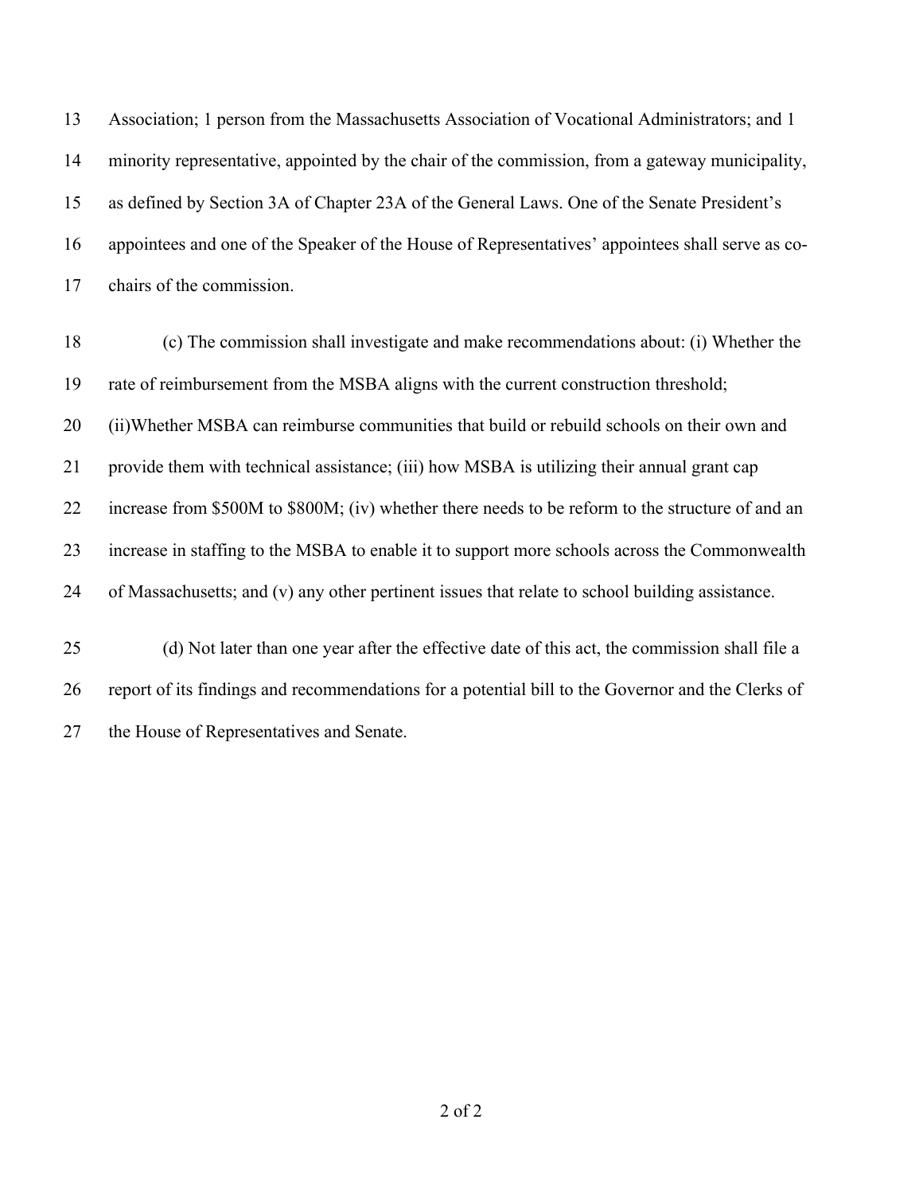Association; 1 person from the Massachusetts Association of Vocational Administrators; and 1 minority representative, appointed by the chair of the commission, from a gateway municipality, as defined by Section 3A of Chapter 23A of the General Laws. One of the Senate President's appointees and one of the Speaker of the House of Representatives' appointees shall serve as co-chairs of the commission.

(c) The commission shall investigate and make recommendations about: (i) Whether the rate of reimbursement from the MSBA aligns with the current construction threshold; (ii)Whether MSBA can reimburse communities that build or rebuild schools on their own and provide them with technical assistance; (iii) how MSBA is utilizing their annual grant cap increase from $500M to $800M; (iv) whether there needs to be reform to the structure of and an increase in staffing to the MSBA to enable it to support more schools across the Commonwealth of Massachusetts; and (v) any other pertinent issues that relate to school building assistance.

(d) Not later than one year after the effective date of this act, the commission shall file a report of its findings and recommendations for a potential bill to the Governor and the Clerks of the House of Representatives and Senate.